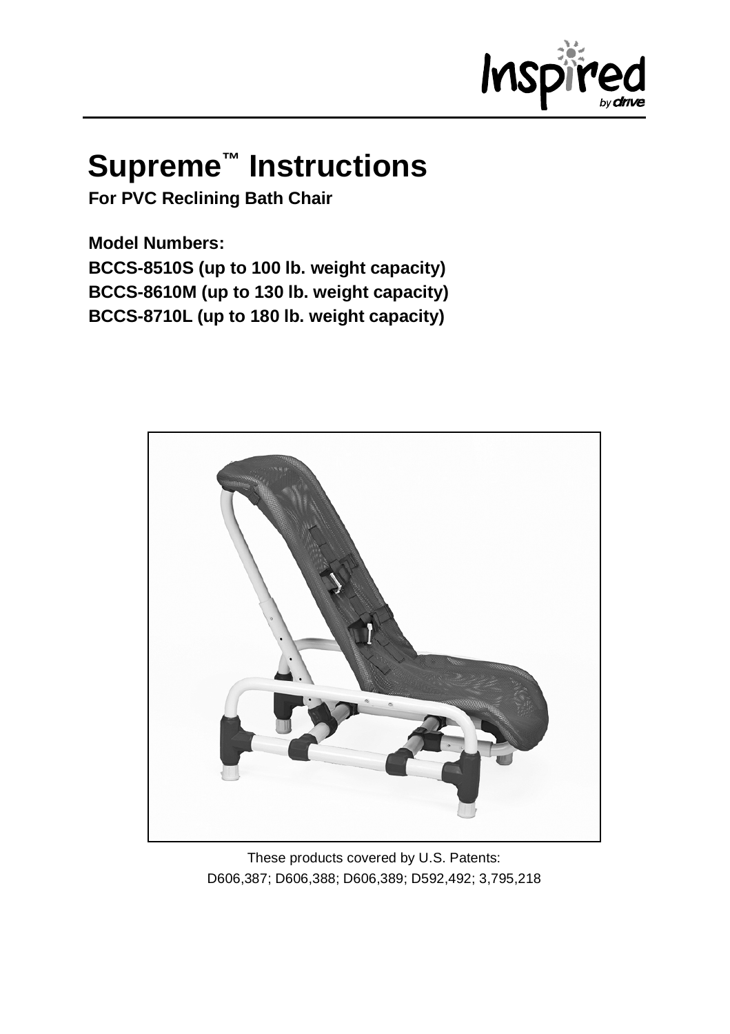# Supreme™ Instructions

**For PVC Reclining Bath Chair**

**Model Numbers:**
**BCCS-8510S (up to 100 lb. weight capacity)**
**BCCS-8610M (up to 130 lb. weight capacity)**
**BCCS-8710L (up to 180 lb. weight capacity)**

These products covered by U.S. Patents:
D606,387; D606,388; D606,389; D592,492; 3,795,218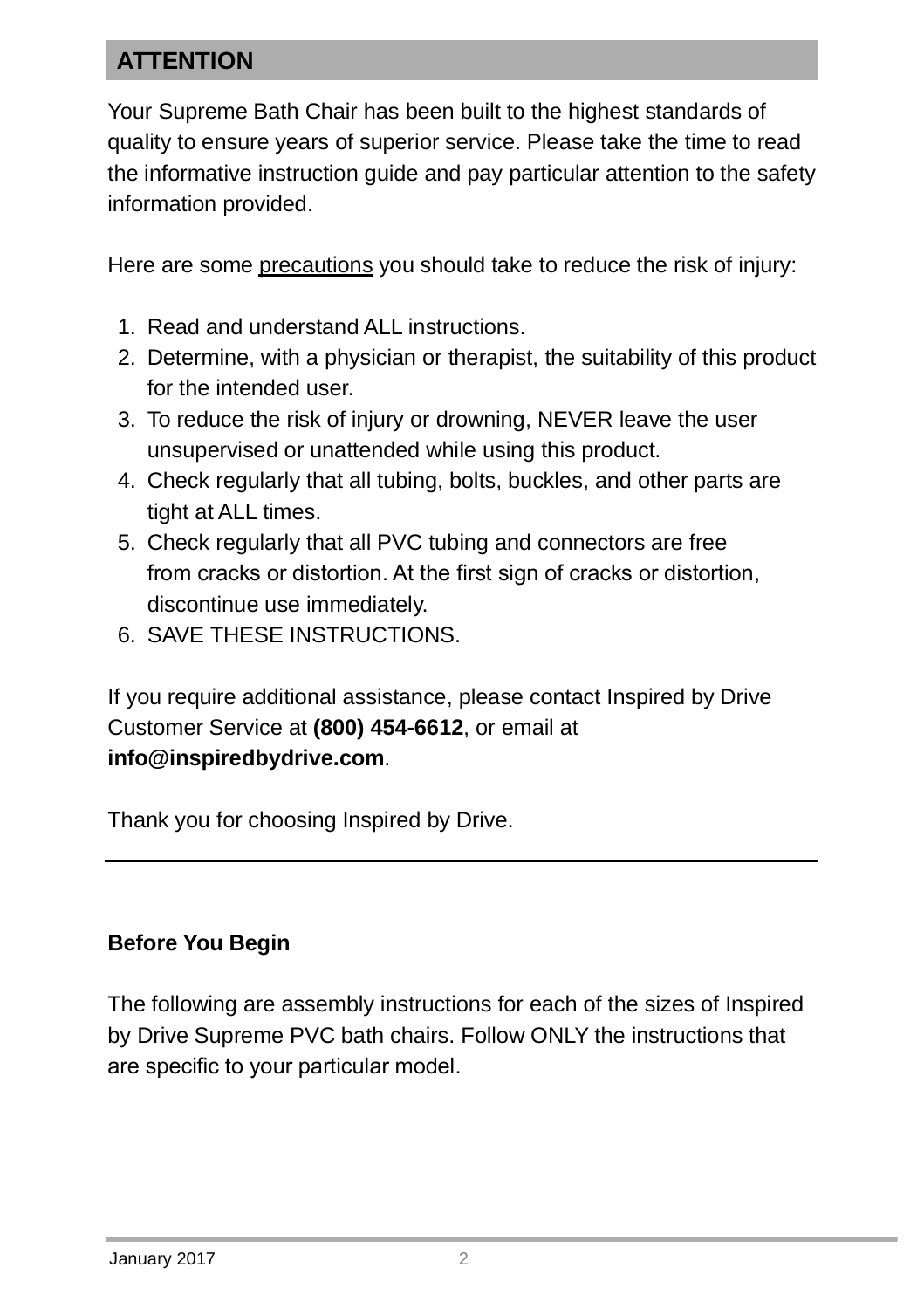## ATTENTION

Your Supreme Bath Chair has been built to the highest standards of quality to ensure years of superior service. Please take the time to read the informative instruction guide and pay particular attention to the safety information provided.

Here are some precautions you should take to reduce the risk of injury:

1. Read and understand ALL instructions.
2. Determine, with a physician or therapist, the suitability of this product for the intended user.
3. To reduce the risk of injury or drowning, NEVER leave the user unsupervised or unattended while using this product.
4. Check regularly that all tubing, bolts, buckles, and other parts are tight at ALL times.
5. Check regularly that all PVC tubing and connectors are free from cracks or distortion. At the first sign of cracks or distortion, discontinue use immediately.
6. SAVE THESE INSTRUCTIONS.

If you require additional assistance, please contact Inspired by Drive Customer Service at **(800) 454-6612**, or email at **info@inspiredbydrive.com**.

Thank you for choosing Inspired by Drive.

---

**Before You Begin**

The following are assembly instructions for each of the sizes of Inspired by Drive Supreme PVC bath chairs. Follow ONLY the instructions that are specific to your particular model.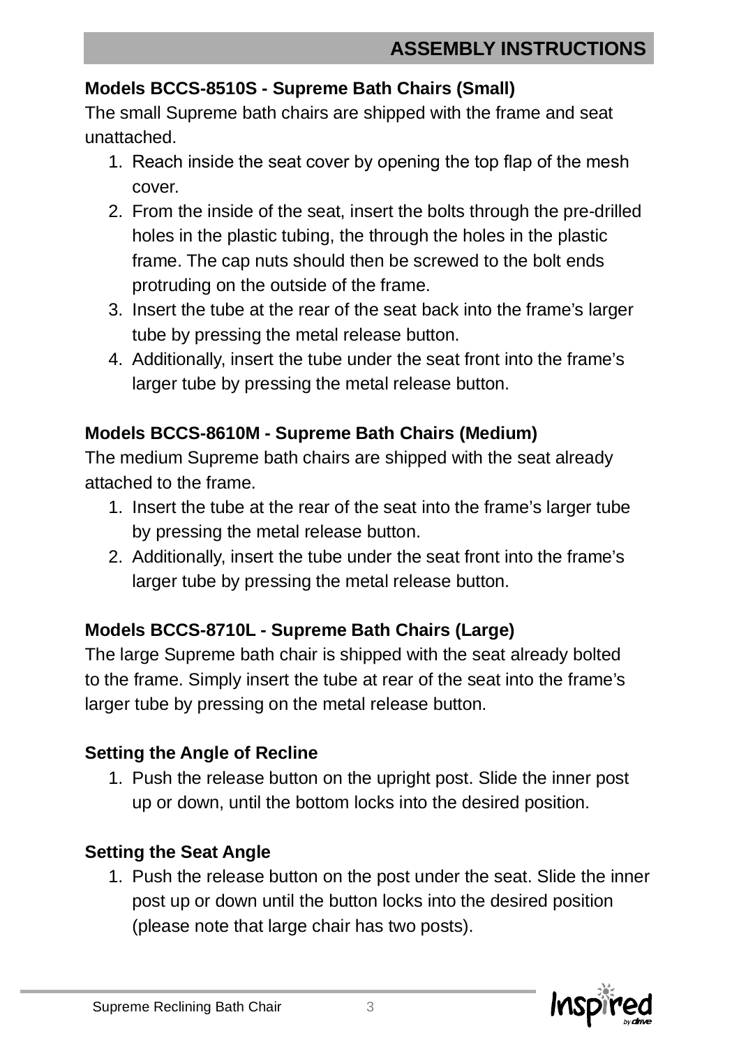## ASSEMBLY INSTRUCTIONS

**Models BCCS-8510S - Supreme Bath Chairs (Small)**

The small Supreme bath chairs are shipped with the frame and seat unattached.

1. Reach inside the seat cover by opening the top flap of the mesh cover.
2. From the inside of the seat, insert the bolts through the pre-drilled holes in the plastic tubing, the through the holes in the plastic frame. The cap nuts should then be screwed to the bolt ends protruding on the outside of the frame.
3. Insert the tube at the rear of the seat back into the frame's larger tube by pressing the metal release button.
4. Additionally, insert the tube under the seat front into the frame's larger tube by pressing the metal release button.

**Models BCCS-8610M - Supreme Bath Chairs (Medium)**

The medium Supreme bath chairs are shipped with the seat already attached to the frame.

1. Insert the tube at the rear of the seat into the frame's larger tube by pressing the metal release button.
2. Additionally, insert the tube under the seat front into the frame's larger tube by pressing the metal release button.

**Models BCCS-8710L - Supreme Bath Chairs (Large)**

The large Supreme bath chair is shipped with the seat already bolted to the frame. Simply insert the tube at rear of the seat into the frame's larger tube by pressing on the metal release button.

**Setting the Angle of Recline**

1. Push the release button on the upright post. Slide the inner post up or down, until the bottom locks into the desired position.

**Setting the Seat Angle**

1. Push the release button on the post under the seat. Slide the inner post up or down until the button locks into the desired position (please note that large chair has two posts).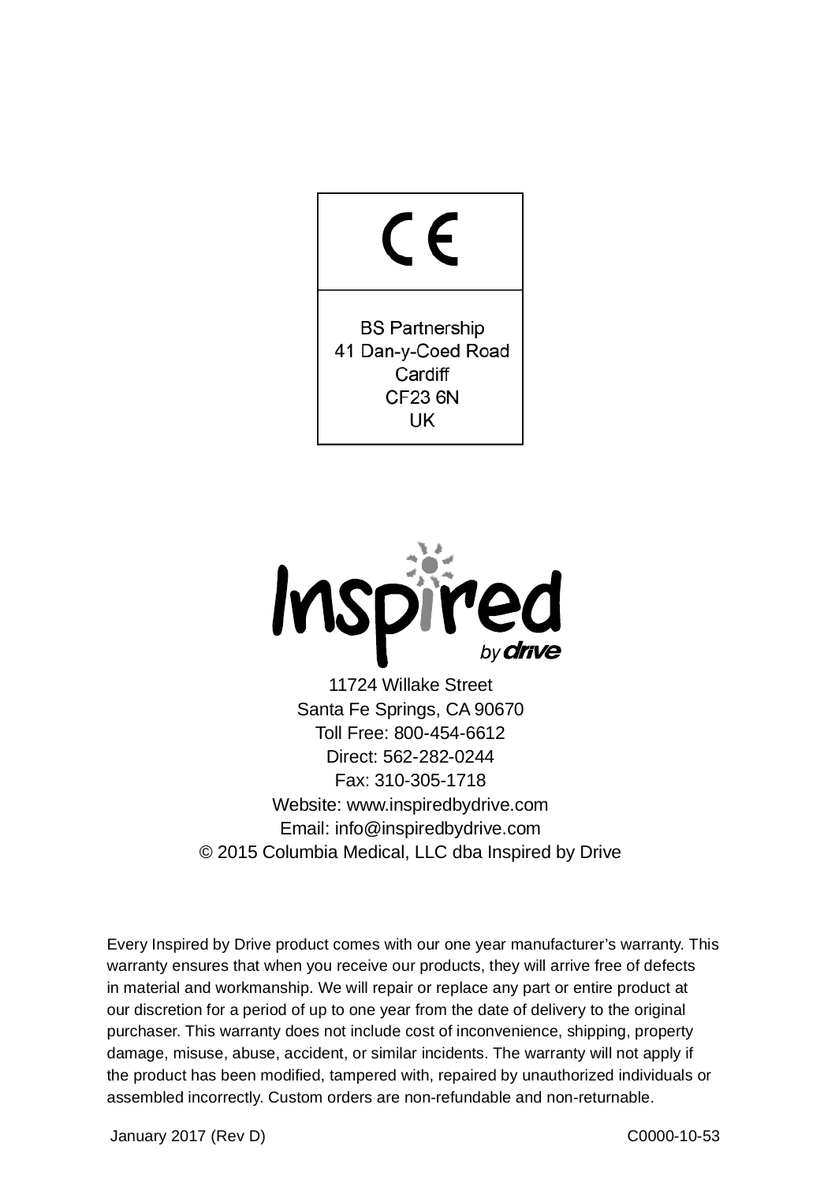CE

BS Partnership
41 Dan-y-Coed Road
Cardiff
CF23 6N
UK

Inspired by drive

11724 Willake Street
Santa Fe Springs, CA 90670
Toll Free: 800-454-6612
Direct: 562-282-0244
Fax: 310-305-1718
Website: www.inspiredbydrive.com
Email: info@inspiredbydrive.com
© 2015 Columbia Medical, LLC dba Inspired by Drive

Every Inspired by Drive product comes with our one year manufacturer's warranty. This warranty ensures that when you receive our products, they will arrive free of defects in material and workmanship. We will repair or replace any part or entire product at our discretion for a period of up to one year from the date of delivery to the original purchaser. This warranty does not include cost of inconvenience, shipping, property damage, misuse, abuse, accident, or similar incidents. The warranty will not apply if the product has been modified, tampered with, repaired by unauthorized individuals or assembled incorrectly. Custom orders are non-refundable and non-returnable.

January 2017 (Rev D) C0000-10-53